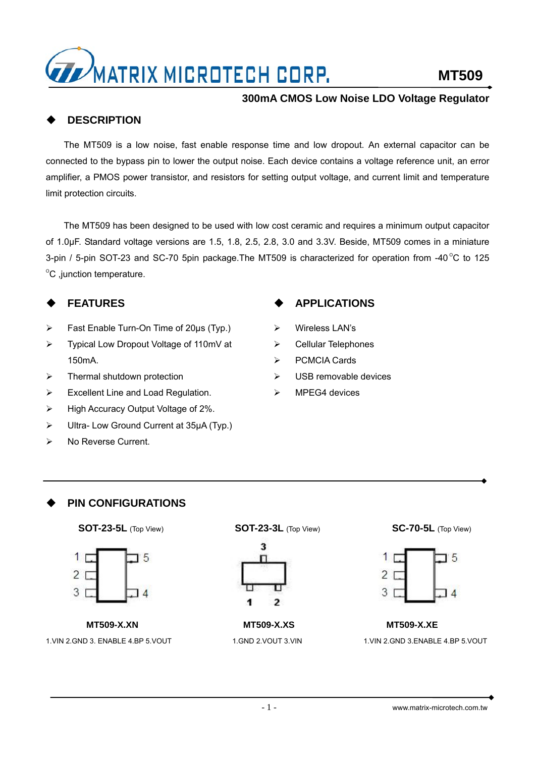# MATRIX MICROTECH CORP. — MT509

## 300mA CMOS Low Noise LDO Voltage Regulator

## ◆ DESCRIPTION

The MT509 is a low noise, fast enable response time and low dropout. An external capacitor can be connected to the bypass pin to lower the output noise. Each device contains a voltage reference unit, an error amplifier, a PMOS power transistor, and resistors for setting output voltage, and current limit and temperature limit protection circuits.

The MT509 has been designed to be used with low cost ceramic and requires a minimum output capacitor of 1.0µF. Standard voltage versions are 1.5, 1.8, 2.5, 2.8, 3.0 and 3.3V. Beside, MT509 comes in a miniature 3-pin / 5-pin SOT-23 and SC-70 5pin package.The MT509 is characterized for operation from -40°C to 125 °C ,junction temperature.

## ◆ FEATURES

- Fast Enable Turn-On Time of 20µs (Typ.)
- Typical Low Dropout Voltage of 110mV at 150mA.
- Thermal shutdown protection
- Excellent Line and Load Regulation.
- High Accuracy Output Voltage of 2%.
- Ultra- Low Ground Current at 35µA (Typ.)
- No Reverse Current.

## ◆ APPLICATIONS

- Wireless LAN's
- Cellular Telephones
- PCMCIA Cards
- USB removable devices
- MPEG4 devices

## ◆ PIN CONFIGURATIONS

**SOT-23-5L** (Top View)

**MT509-X.XN**

1.VIN 2.GND 3. ENABLE 4.BP 5.VOUT

**SOT-23-3L** (Top View)

**MT509-X.XS**

1.GND 2.VOUT 3.VIN

**SC-70-5L** (Top View)

**MT509-X.XE**

1.VIN 2.GND 3.ENABLE 4.BP 5.VOUT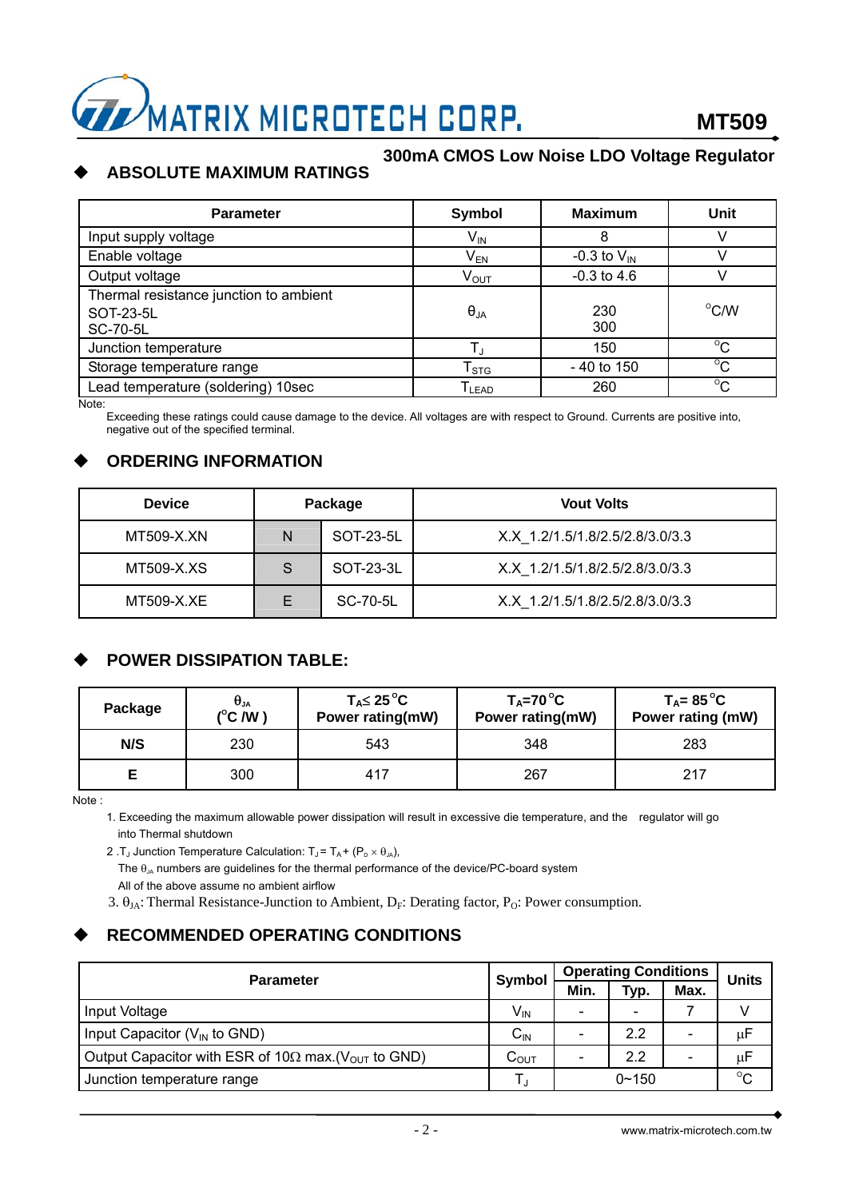## ABSOLUTE MAXIMUM RATINGS

| Parameter | Symbol | Maximum | Unit |
|---|---|---|---|
| Input supply voltage | $V_{IN}$ | 8 | V |
| Enable voltage | $V_{EN}$ | -0.3 to $V_{IN}$ | V |
| Output voltage | $V_{OUT}$ | -0.3 to 4.6 | V |
| Thermal resistance junction to ambient<br>SOT-23-5L<br>SC-70-5L | $\theta_{JA}$ | <br>230<br>300 | °C/W |
| Junction temperature | $T_J$ | 150 | °C |
| Storage temperature range | $T_{STG}$ | - 40 to 150 | °C |
| Lead temperature (soldering) 10sec | $T_{LEAD}$ | 260 | °C |

Note:

Exceeding these ratings could cause damage to the device. All voltages are with respect to Ground. Currents are positive into, negative out of the specified terminal.

## ORDERING INFORMATION

| Device | Package | | Vout Volts |
|---|---|---|---|
| MT509-X.XN | N | SOT-23-5L | X.X_1.2/1.5/1.8/2.5/2.8/3.0/3.3 |
| MT509-X.XS | S | SOT-23-3L | X.X_1.2/1.5/1.8/2.5/2.8/3.0/3.3 |
| MT509-X.XE | E | SC-70-5L | X.X_1.2/1.5/1.8/2.5/2.8/3.0/3.3 |

## POWER DISSIPATION TABLE:

| Package | $\theta_{JA}$ (°C /W ) | $T_A \leq 25$°C Power rating(mW) | $T_A$=70°C Power rating(mW) | $T_A$= 85°C Power rating (mW) |
|---|---|---|---|---|
| N/S | 230 | 543 | 348 | 283 |
| E | 300 | 417 | 267 | 217 |

Note :

1. Exceeding the maximum allowable power dissipation will result in excessive die temperature, and the regulator will go into Thermal shutdown
2. $T_J$ Junction Temperature Calculation: $T_J = T_A + (P_D \times \theta_{JA})$,
   The $\theta_{JA}$ numbers are guidelines for the thermal performance of the device/PC-board system
   All of the above assume no ambient airflow
3. $\theta_{JA}$: Thermal Resistance-Junction to Ambient, $D_F$: Derating factor, $P_O$: Power consumption.

## RECOMMENDED OPERATING CONDITIONS

| Parameter | Symbol | Operating Conditions | | | Units |
|---|---|---|---|---|---|
| | | Min. | Typ. | Max. | |
| Input Voltage | $V_{IN}$ | - | - | 7 | V |
| Input Capacitor ($V_{IN}$ to GND) | $C_{IN}$ | - | 2.2 | - | µF |
| Output Capacitor with ESR of 10Ω max.($V_{OUT}$ to GND) | $C_{OUT}$ | - | 2.2 | - | µF |
| Junction temperature range | $T_J$ | 0~150 | | | °C |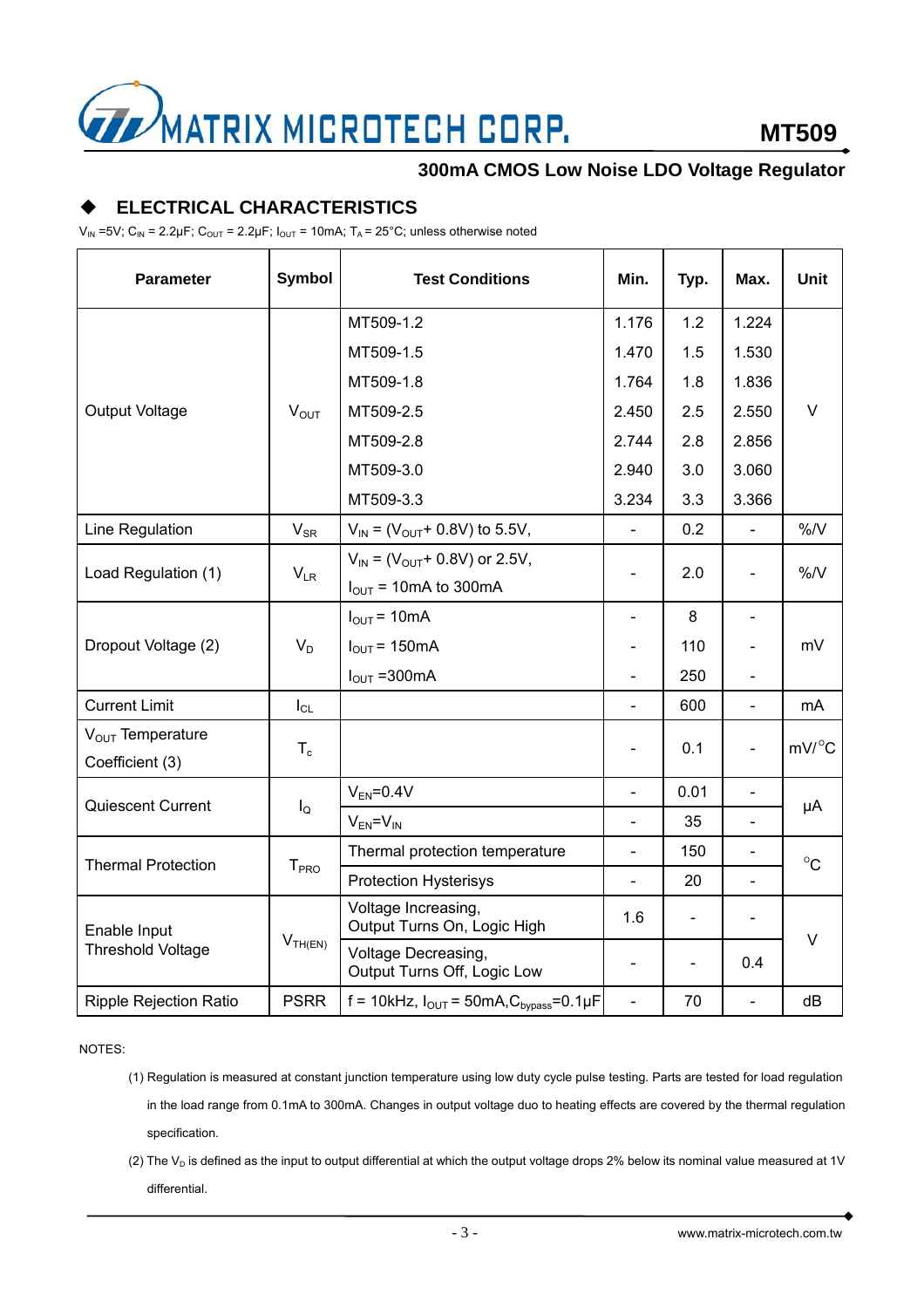## ◆ ELECTRICAL CHARACTERISTICS

$V_{IN}$ =5V; $C_{IN}$ = 2.2μF; $C_{OUT}$ = 2.2μF; $I_{OUT}$ = 10mA; $T_A$ = 25°C; unless otherwise noted

| Parameter | Symbol | Test Conditions | Min. | Typ. | Max. | Unit |
|---|---|---|---|---|---|---|
| Output Voltage | $V_{OUT}$ | MT509-1.2 | 1.176 | 1.2 | 1.224 | V |
| | | MT509-1.5 | 1.470 | 1.5 | 1.530 | |
| | | MT509-1.8 | 1.764 | 1.8 | 1.836 | |
| | | MT509-2.5 | 2.450 | 2.5 | 2.550 | |
| | | MT509-2.8 | 2.744 | 2.8 | 2.856 | |
| | | MT509-3.0 | 2.940 | 3.0 | 3.060 | |
| | | MT509-3.3 | 3.234 | 3.3 | 3.366 | |
| Line Regulation | $V_{SR}$ | $V_{IN}$ = ($V_{OUT}$+ 0.8V) to 5.5V, | - | 0.2 | - | %/V |
| Load Regulation (1) | $V_{LR}$ | $V_{IN}$ = ($V_{OUT}$+ 0.8V) or 2.5V, $I_{OUT}$ = 10mA to 300mA | - | 2.0 | - | %/V |
| Dropout Voltage (2) | $V_D$ | $I_{OUT}$ = 10mA | - | 8 | - | mV |
| | | $I_{OUT}$ = 150mA | - | 110 | - | |
| | | $I_{OUT}$ =300mA | - | 250 | - | |
| Current Limit | $I_{CL}$ | | - | 600 | - | mA |
| $V_{OUT}$ Temperature Coefficient (3) | $T_c$ | | - | 0.1 | - | mV/°C |
| Quiescent Current | $I_Q$ | $V_{EN}$=0.4V | - | 0.01 | - | μA |
| | | $V_{EN}$=$V_{IN}$ | - | 35 | - | |
| Thermal Protection | $T_{PRO}$ | Thermal protection temperature | - | 150 | - | °C |
| | | Protection Hysterisys | - | 20 | - | |
| Enable Input Threshold Voltage | $V_{TH(EN)}$ | Voltage Increasing, Output Turns On, Logic High | 1.6 | - | - | V |
| | | Voltage Decreasing, Output Turns Off, Logic Low | - | - | 0.4 | |
| Ripple Rejection Ratio | PSRR | f = 10kHz, $I_{OUT}$ = 50mA,$C_{bypass}$=0.1μF | - | 70 | - | dB |

NOTES:

(1) Regulation is measured at constant junction temperature using low duty cycle pulse testing. Parts are tested for load regulation in the load range from 0.1mA to 300mA. Changes in output voltage duo to heating effects are covered by the thermal regulation specification.

(2) The $V_D$ is defined as the input to output differential at which the output voltage drops 2% below its nominal value measured at 1V differential.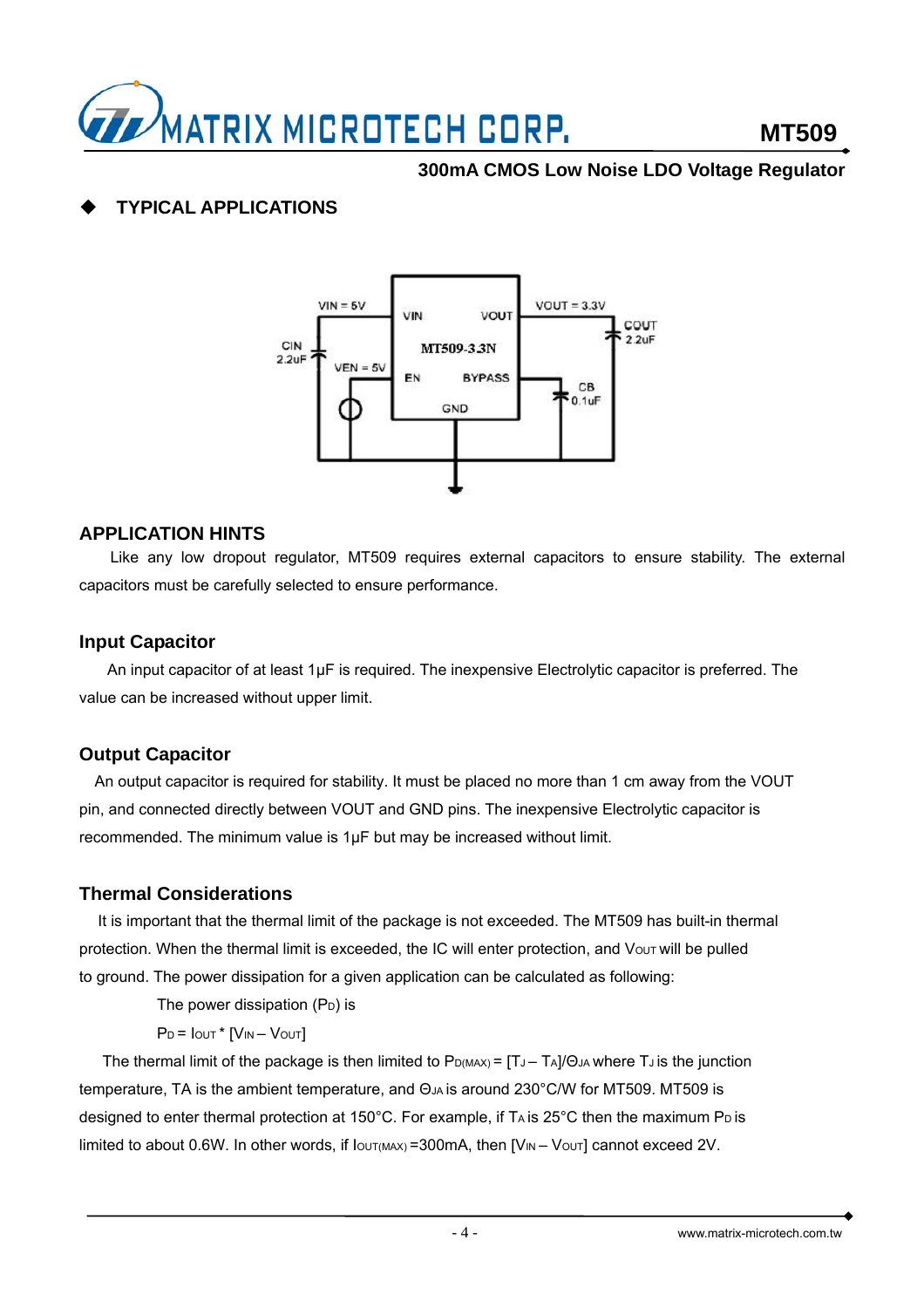## ◆ TYPICAL APPLICATIONS

## APPLICATION HINTS

Like any low dropout regulator, MT509 requires external capacitors to ensure stability. The external capacitors must be carefully selected to ensure performance.

### Input Capacitor

An input capacitor of at least 1μF is required. The inexpensive Electrolytic capacitor is preferred. The value can be increased without upper limit.

### Output Capacitor

An output capacitor is required for stability. It must be placed no more than 1 cm away from the VOUT pin, and connected directly between VOUT and GND pins. The inexpensive Electrolytic capacitor is recommended. The minimum value is 1μF but may be increased without limit.

### Thermal Considerations

It is important that the thermal limit of the package is not exceeded. The MT509 has built-in thermal protection. When the thermal limit is exceeded, the IC will enter protection, and $V_{OUT}$ will be pulled to ground. The power dissipation for a given application can be calculated as following:

The power dissipation ($P_D$) is

$P_D = I_{OUT} * [V_{IN} – V_{OUT}]$

The thermal limit of the package is then limited to $P_{D(MAX)} = [T_J – T_A]/\Theta_{JA}$ where $T_J$ is the junction temperature, TA is the ambient temperature, and $\Theta_{JA}$ is around 230°C/W for MT509. MT509 is designed to enter thermal protection at 150°C. For example, if $T_A$ is 25°C then the maximum $P_D$ is limited to about 0.6W. In other words, if $I_{OUT(MAX)}$ =300mA, then $[V_{IN} – V_{OUT}]$ cannot exceed 2V.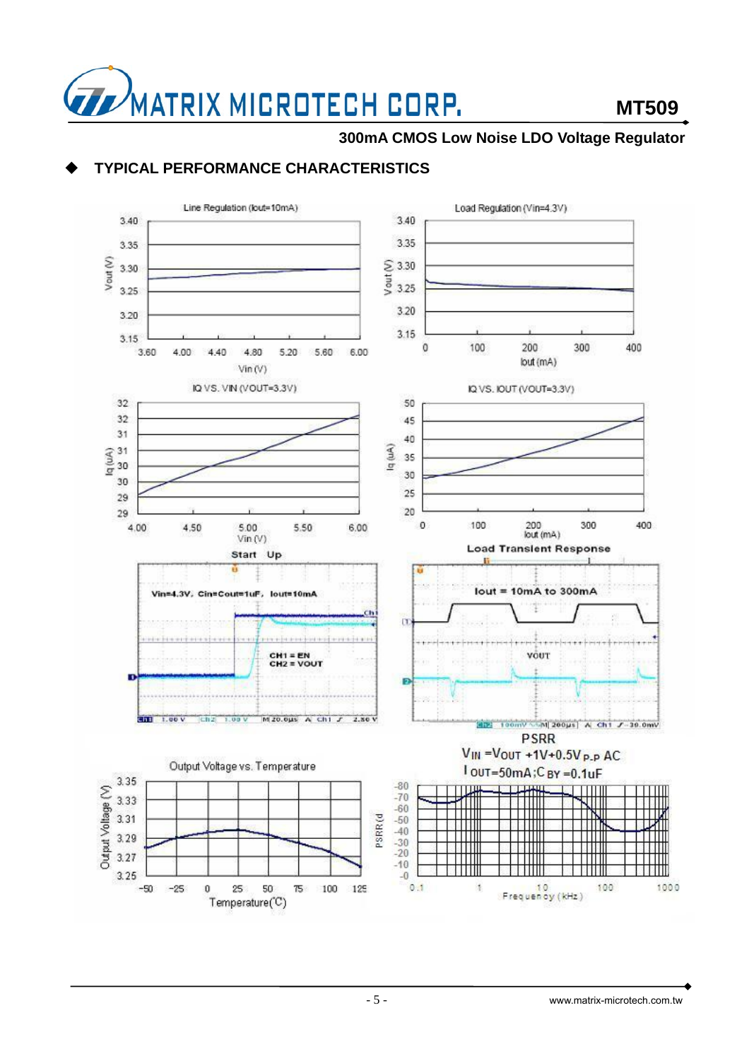## ◆ TYPICAL PERFORMANCE CHARACTERISTICS

Line Regulation (Iout=10mA)

Load Regulation (Vin=4.3V)

IQ VS. VIN (VOUT=3.3V)

IQ VS. IOUT (VOUT=3.3V)

Start Up

Vin=4.3V, Cin=Cout=1uF, Iout=10mA

CH1 = EN
CH2 = VOUT

Load Transient Response

Iout = 10mA to 300mA

VOUT

Output Voltage vs. Temperature

PSRR

$V_{IN} = V_{OUT} + 1V + 0.5V_{P\text{-}P}$ AC

$I_{OUT}$=50mA; $C_{BY}$ =0.1uF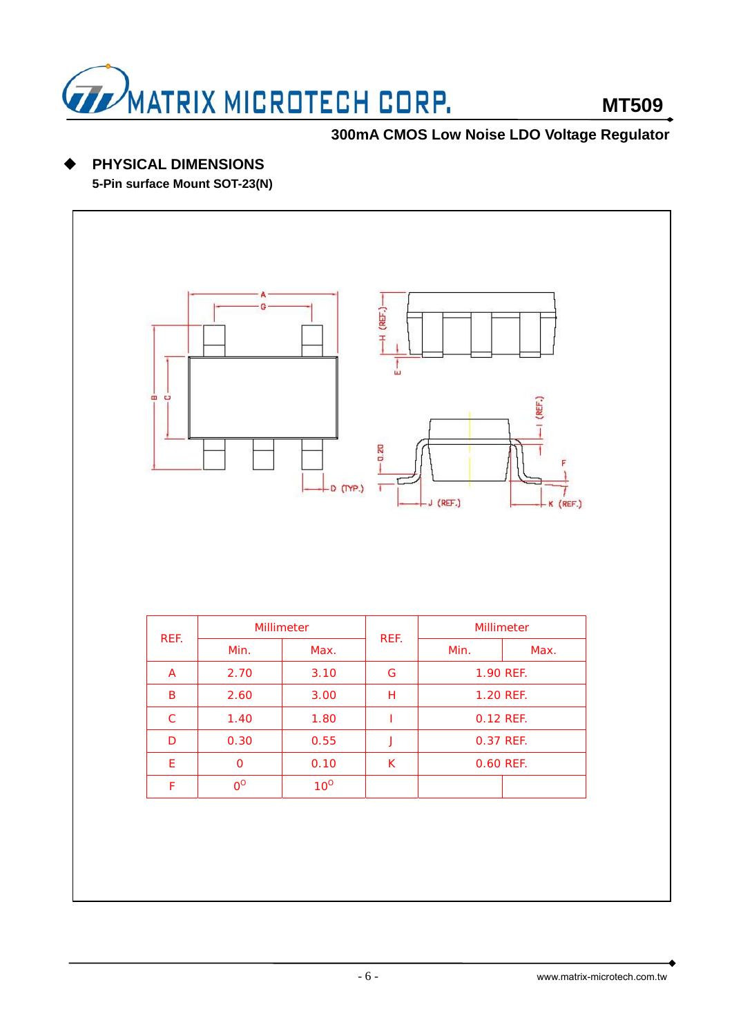## PHYSICAL DIMENSIONS

**5-Pin surface Mount SOT-23(N)**

| REF. | Millimeter | | REF. | Millimeter | |
|---|---|---|---|---|---|
| | Min. | Max. | | Min. | Max. |
| A | 2.70 | 3.10 | G | 1.90 REF. | |
| B | 2.60 | 3.00 | H | 1.20 REF. | |
| C | 1.40 | 1.80 | I | 0.12 REF. | |
| D | 0.30 | 0.55 | J | 0.37 REF. | |
| E | 0 | 0.10 | K | 0.60 REF. | |
| F | $0^{o}$ | $10^{o}$ | | | |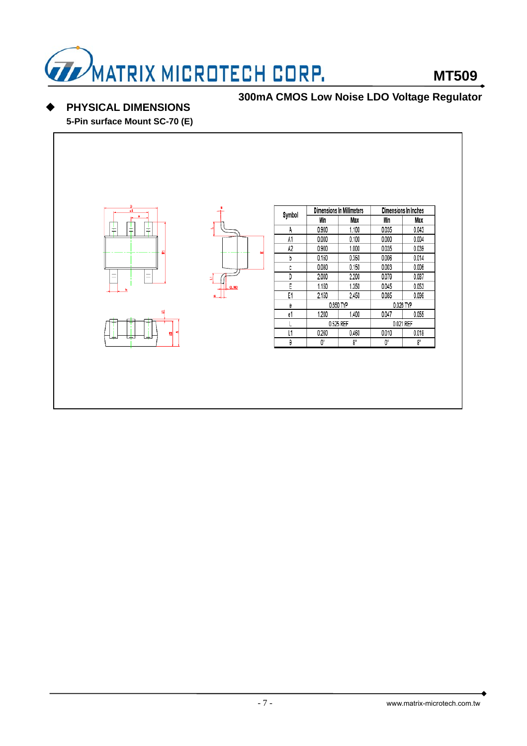## PHYSICAL DIMENSIONS

**5-Pin surface Mount SC-70 (E)**

| Symbol | Dimensions In Millimeters | | Dimensions In Inches | |
|---|---|---|---|---|
| | Min | Max | Min | Max |
| A | 0.900 | 1.100 | 0.035 | 0.043 |
| A1 | 0.000 | 0.100 | 0.000 | 0.004 |
| A2 | 0.900 | 1.000 | 0.035 | 0.039 |
| b | 0.150 | 0.350 | 0.006 | 0.014 |
| c | 0.080 | 0.150 | 0.003 | 0.006 |
| D | 2.000 | 2.200 | 0.079 | 0.087 |
| E | 1.150 | 1.350 | 0.045 | 0.053 |
| E1 | 2.150 | 2.450 | 0.085 | 0.096 |
| e | 0.650 TYP | | 0.026 TYP | |
| e1 | 1.200 | 1.400 | 0.047 | 0.055 |
| L | 0.525 REF | | 0.021 REF | |
| L1 | 0.260 | 0.460 | 0.010 | 0.018 |
| θ | 0° | 8° | 0° | 8° |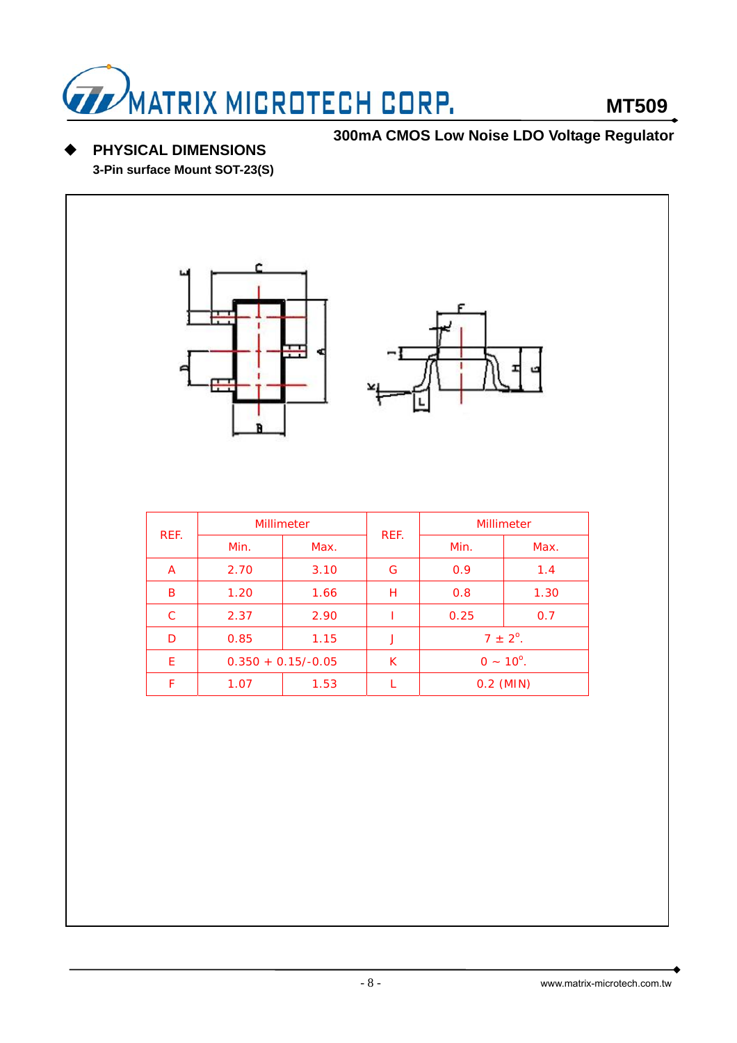## PHYSICAL DIMENSIONS

**3-Pin surface Mount SOT-23(S)**

| REF. | Millimeter | | REF. | Millimeter | |
|---|---|---|---|---|---|
| | Min. | Max. | | Min. | Max. |
| A | 2.70 | 3.10 | G | 0.9 | 1.4 |
| B | 1.20 | 1.66 | H | 0.8 | 1.30 |
| C | 2.37 | 2.90 | I | 0.25 | 0.7 |
| D | 0.85 | 1.15 | J | $7 \pm 2^{o}$. | |
| E | 0.350 + 0.15/-0.05 | | K | $0 \sim 10^{o}$. | |
| F | 1.07 | 1.53 | L | 0.2 (MIN) | |